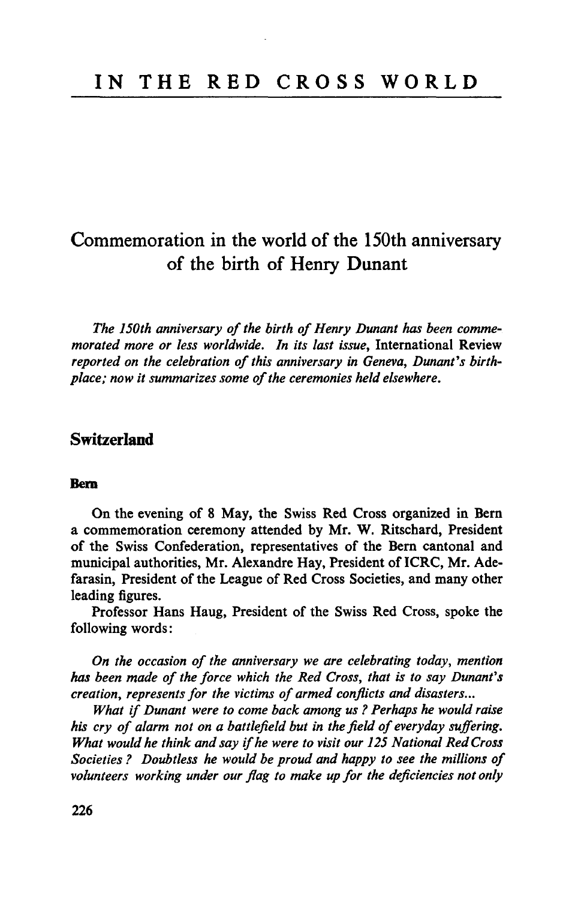# IN THE RED CROSS WORLD

## Commemoration in the world of the 150th anniversary of the birth of Henry Dunant

*The 150th anniversary of the birth of Henry Dunant has been commemorated more or less worldwide. In its last issue,* International Review *reported on the celebration of this anniversary in Geneva, Dunant's birthplace; now it summarizes some of the ceremonies held elsewhere.*

### Switzerland

#### Bern

On the evening of 8 May, the Swiss Red Cross organized in Bern a commemoration ceremony attended by Mr. W. Ritschard, President of the Swiss Confederation, representatives of the Bern cantonal and municipal authorities, Mr. Alexandre Hay, President of ICRC, Mr. Adefarasin, President of the League of Red Cross Societies, and many other leading figures.

Professor Hans Haug, President of the Swiss Red Cross, spoke the following words:

*On the occasion of the anniversary we are celebrating today, mention has been made of the force which the Red Cross, that is to say Dunant's creation, represents for the victims of armed conflicts and disasters...*

*What if Dunant were to come back among us? Perhaps he would raise his cry of alarm not on a battlefield but in the field of everyday suffering. What would he think and say if he were to visit our 125 National Red Cross Societies? Doubtless he would be proud and happy to see the millions of volunteers working under our flag to make up for the deficiencies not only*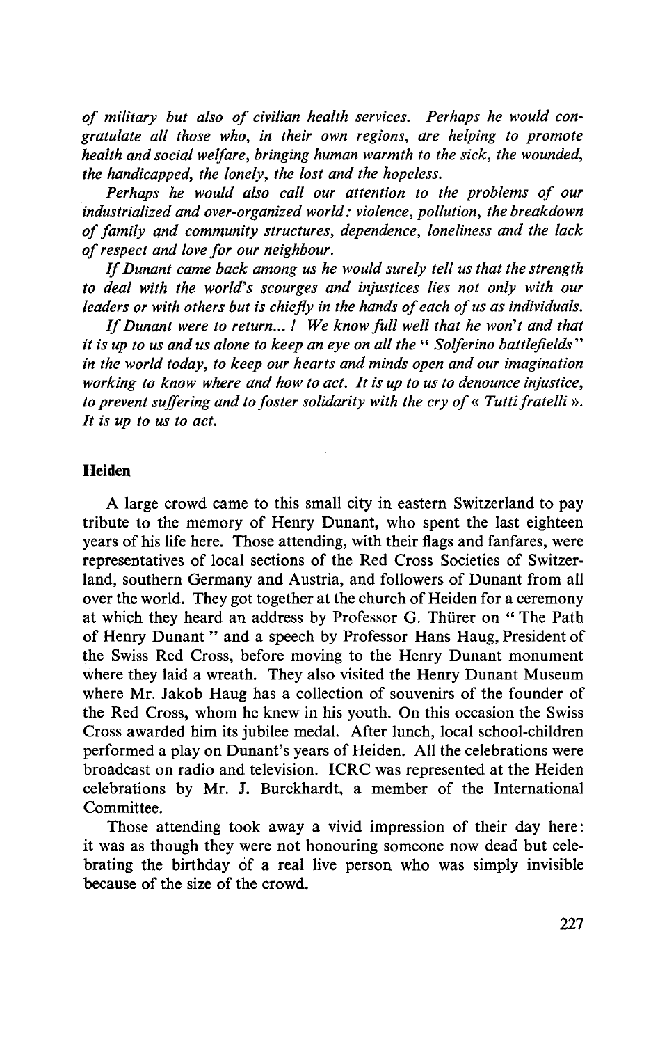*of military but also of civilian health services. Perhaps he would congratulate all those who, in their own regions, are helping to promote health and social welfare, bringing human warmth to the sick, the wounded, the handicapped, the lonely, the lost and the hopeless.*

*Perhaps he would also call our attention to the problems of our industrialized and over-organized world: violence, pollution, the breakdown of family and community structures, dependence, loneliness and the lack of respect and love for our neighbour.*

*If Dunant came back among us he would surely tell us that the strength to deal with the world's scourges and injustices lies not only with our leaders or with others but is chiefly in the hands of each of us as individuals.*

*If Dunant were to return... ! We know full well that he won't and that it is up to us and us alone to keep an eye on all the " Solferino battlefields" in the world today, to keep our hearts and minds open and our imagination working to know where and how to act. It is up to us to denounce injustice, to prevent suffering and to foster solidarity with the cry of « Tutti fratelli ». It is up to us to act.*

**Heiden**

A large crowd came to this small city in eastern Switzerland to pay tribute to the memory of Henry Dunant, who spent the last eighteen years of his life here. Those attending, with their flags and fanfares, were representatives of local sections of the Red Cross Societies of Switzerland, southern Germany and Austria, and followers of Dunant from all over the world. They got together at the church of Heiden for a ceremony at which they heard an address by Professor G. Thürer on " The Path of Henry Dunant " and a speech by Professor Hans Haug, President of the Swiss Red Cross, before moving to the Henry Dunant monument where they laid a wreath. They also visited the Henry Dunant Museum where Mr. Jakob Haug has a collection of souvenirs of the founder of the Red Cross, whom he knew in his youth. On this occasion the Swiss Cross awarded him its jubilee medal. After lunch, local school-children performed a play on Dunant's years of Heiden. All the celebrations were broadcast on radio and television. ICRC was represented at the Heiden celebrations by Mr. J. Burckhardt, a member of the International Committee.

Those attending took away a vivid impression of their day here: it was as though they were not honouring someone now dead but celebrating the birthday of a real live person who was simply invisible because of the size of the crowd.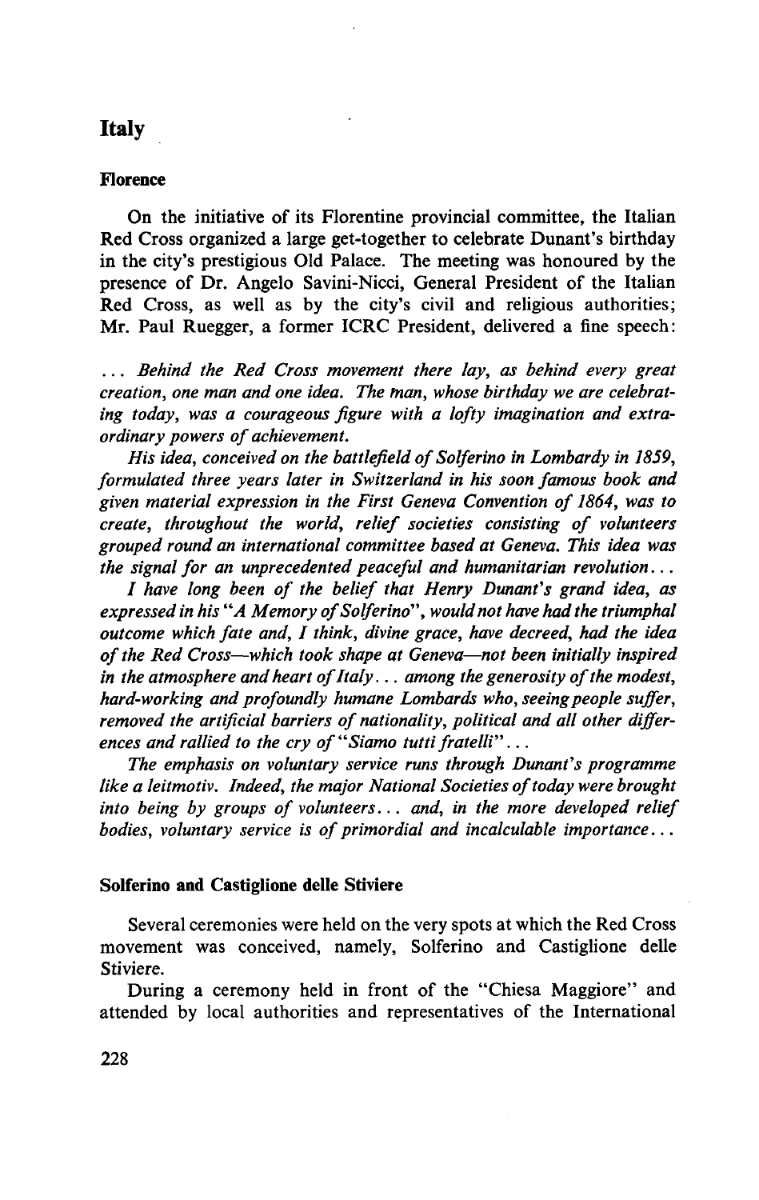# Italy

## Florence

On the initiative of its Florentine provincial committee, the Italian Red Cross organized a large get-together to celebrate Dunant's birthday in the city's prestigious Old Palace. The meeting was honoured by the presence of Dr. Angelo Savini-Nicci, General President of the Italian Red Cross, as well as by the city's civil and religious authorities; Mr. Paul Ruegger, a former ICRC President, delivered a fine speech:

*... Behind the Red Cross movement there lay, as behind every great creation, one man and one idea. The man, whose birthday we are celebrating today, was a courageous figure with a lofty imagination and extraordinary powers of achievement.*

*His idea, conceived on the battlefield of Solferino in Lombardy in 1859, formulated three years later in Switzerland in his soon famous book and given material expression in the First Geneva Convention of 1864, was to create, throughout the world, relief societies consisting of volunteers grouped round an international committee based at Geneva. This idea was the signal for an unprecedented peaceful and humanitarian revolution...*

*I have long been of the belief that Henry Dunant's grand idea, as expressed in his "A Memory of Solferino", would not have had the triumphal outcome which fate and, I think, divine grace, have decreed, had the idea of the Red Cross—which took shape at Geneva—not been initially inspired in the atmosphere and heart of Italy... among the generosity of the modest, hard-working and profoundly humane Lombards who, seeing people suffer, removed the artificial barriers of nationality, political and all other differences and rallied to the cry of "Siamo tutti fratelli"...*

*The emphasis on voluntary service runs through Dunant's programme like a leitmotiv. Indeed, the major National Societies of today were brought into being by groups of volunteers... and, in the more developed relief bodies, voluntary service is of primordial and incalculable importance...*

## Solferino and Castiglione delle Stiviere

Several ceremonies were held on the very spots at which the Red Cross movement was conceived, namely, Solferino and Castiglione delle Stiviere.

During a ceremony held in front of the "Chiesa Maggiore" and attended by local authorities and representatives of the International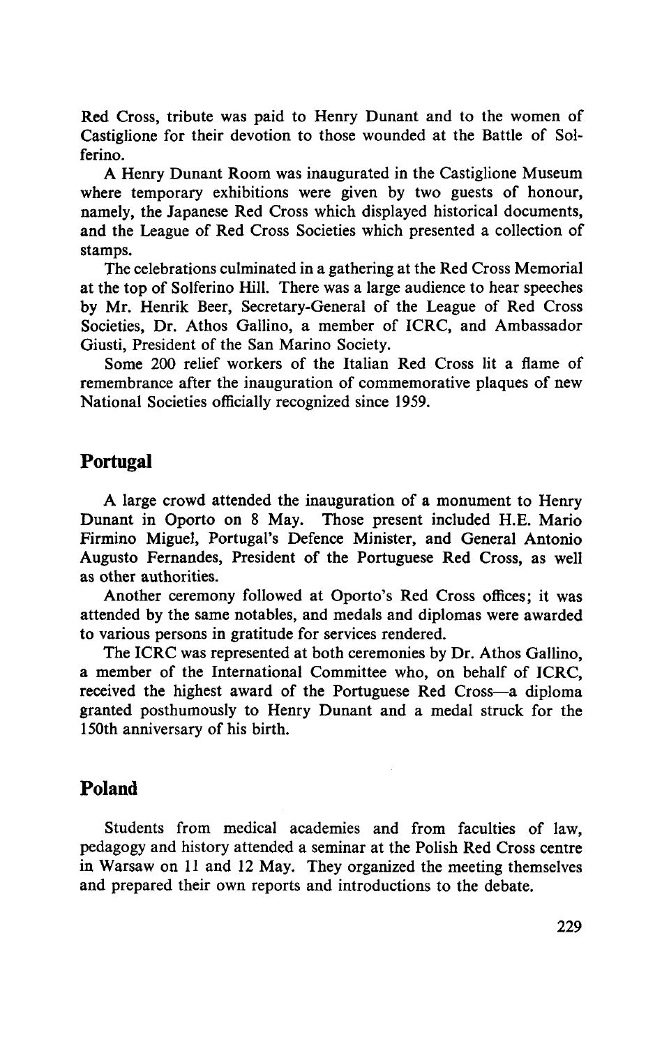Red Cross, tribute was paid to Henry Dunant and to the women of Castiglione for their devotion to those wounded at the Battle of Solferino.

A Henry Dunant Room was inaugurated in the Castiglione Museum where temporary exhibitions were given by two guests of honour, namely, the Japanese Red Cross which displayed historical documents, and the League of Red Cross Societies which presented a collection of stamps.

The celebrations culminated in a gathering at the Red Cross Memorial at the top of Solferino Hill. There was a large audience to hear speeches by Mr. Henrik Beer, Secretary-General of the League of Red Cross Societies, Dr. Athos Gallino, a member of ICRC, and Ambassador Giusti, President of the San Marino Society.

Some 200 relief workers of the Italian Red Cross lit a flame of remembrance after the inauguration of commemorative plaques of new National Societies officially recognized since 1959.

## Portugal

A large crowd attended the inauguration of a monument to Henry Dunant in Oporto on 8 May. Those present included H.E. Mario Firmino Miguel, Portugal's Defence Minister, and General Antonio Augusto Fernandes, President of the Portuguese Red Cross, as well as other authorities.

Another ceremony followed at Oporto's Red Cross offices; it was attended by the same notables, and medals and diplomas were awarded to various persons in gratitude for services rendered.

The ICRC was represented at both ceremonies by Dr. Athos Gallino, a member of the International Committee who, on behalf of ICRC, received the highest award of the Portuguese Red Cross—a diploma granted posthumously to Henry Dunant and a medal struck for the 150th anniversary of his birth.

## Poland

Students from medical academies and from faculties of law, pedagogy and history attended a seminar at the Polish Red Cross centre in Warsaw on 11 and 12 May. They organized the meeting themselves and prepared their own reports and introductions to the debate.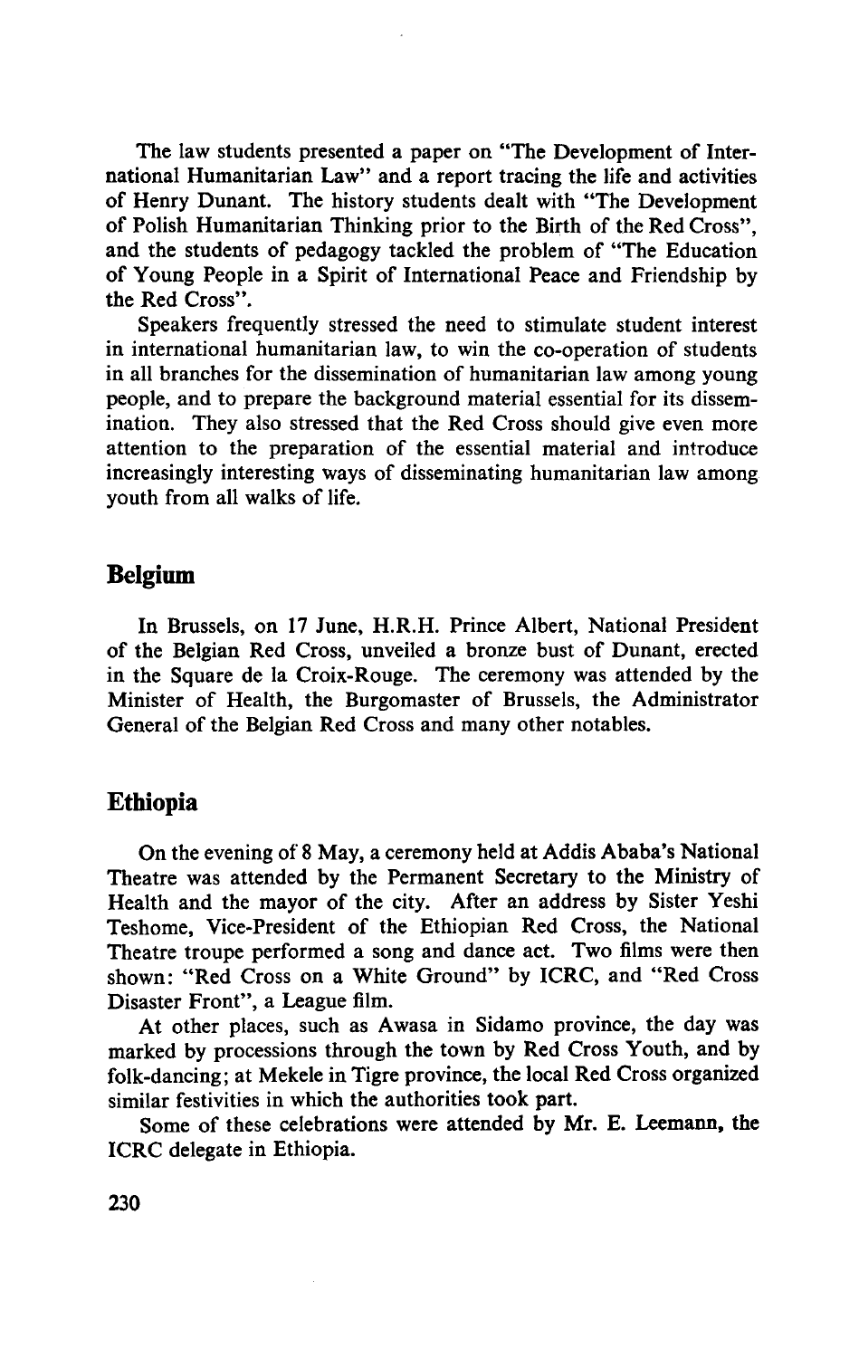The law students presented a paper on "The Development of International Humanitarian Law" and a report tracing the life and activities of Henry Dunant. The history students dealt with "The Development of Polish Humanitarian Thinking prior to the Birth of the Red Cross", and the students of pedagogy tackled the problem of "The Education of Young People in a Spirit of International Peace and Friendship by the Red Cross".

Speakers frequently stressed the need to stimulate student interest in international humanitarian law, to win the co-operation of students in all branches for the dissemination of humanitarian law among young people, and to prepare the background material essential for its dissemination. They also stressed that the Red Cross should give even more attention to the preparation of the essential material and introduce increasingly interesting ways of disseminating humanitarian law among youth from all walks of life.

## Belgium

In Brussels, on 17 June, H.R.H. Prince Albert, National President of the Belgian Red Cross, unveiled a bronze bust of Dunant, erected in the Square de la Croix-Rouge. The ceremony was attended by the Minister of Health, the Burgomaster of Brussels, the Administrator General of the Belgian Red Cross and many other notables.

## Ethiopia

On the evening of 8 May, a ceremony held at Addis Ababa's National Theatre was attended by the Permanent Secretary to the Ministry of Health and the mayor of the city. After an address by Sister Yeshi Teshome, Vice-President of the Ethiopian Red Cross, the National Theatre troupe performed a song and dance act. Two films were then shown: "Red Cross on a White Ground" by ICRC, and "Red Cross Disaster Front", a League film.

At other places, such as Awasa in Sidamo province, the day was marked by processions through the town by Red Cross Youth, and by folk-dancing; at Mekele in Tigre province, the local Red Cross organized similar festivities in which the authorities took part.

Some of these celebrations were attended by Mr. E. Leemann, the ICRC delegate in Ethiopia.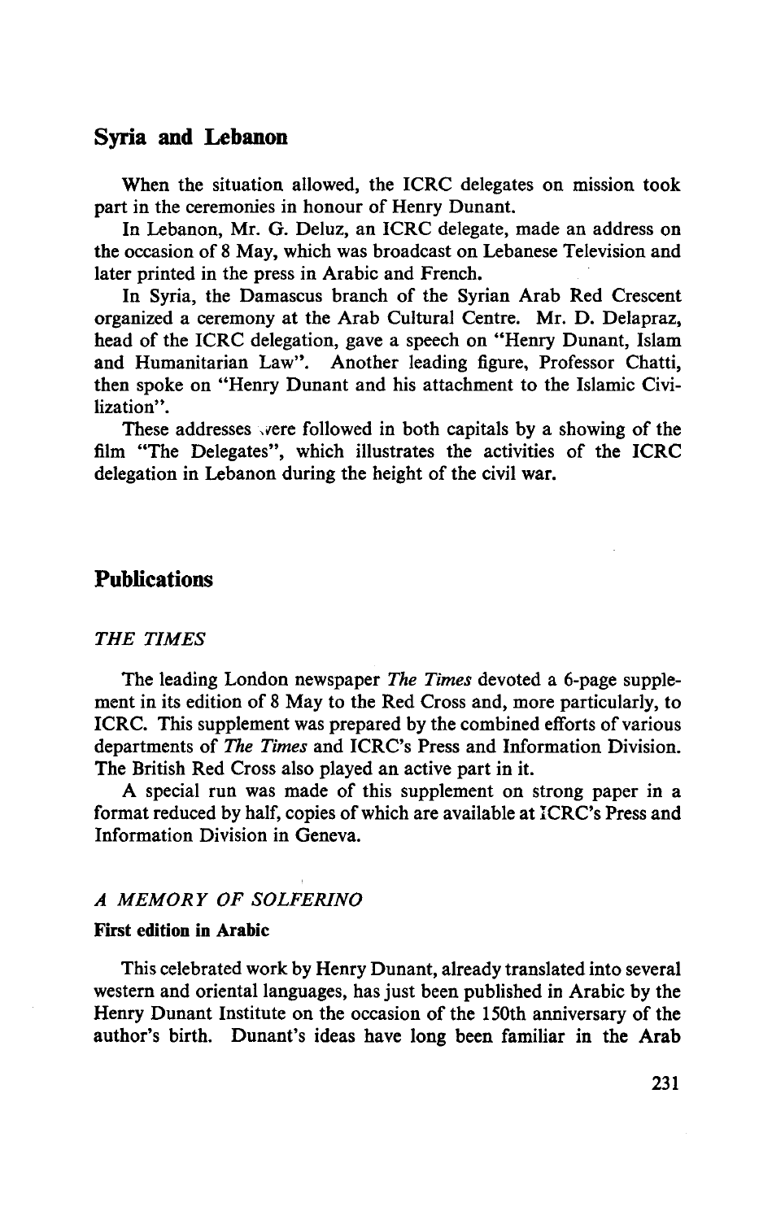## Syria and Lebanon

When the situation allowed, the ICRC delegates on mission took part in the ceremonies in honour of Henry Dunant.

In Lebanon, Mr. G. Deluz, an ICRC delegate, made an address on the occasion of 8 May, which was broadcast on Lebanese Television and later printed in the press in Arabic and French.

In Syria, the Damascus branch of the Syrian Arab Red Crescent organized a ceremony at the Arab Cultural Centre. Mr. D. Delapraz, head of the ICRC delegation, gave a speech on "Henry Dunant, Islam and Humanitarian Law". Another leading figure, Professor Chatti, then spoke on "Henry Dunant and his attachment to the Islamic Civilization".

These addresses were followed in both capitals by a showing of the film "The Delegates", which illustrates the activities of the ICRC delegation in Lebanon during the height of the civil war.

## Publications

### *THE TIMES*

The leading London newspaper *The Times* devoted a 6-page supplement in its edition of 8 May to the Red Cross and, more particularly, to ICRC. This supplement was prepared by the combined efforts of various departments of *The Times* and ICRC's Press and Information Division. The British Red Cross also played an active part in it.

A special run was made of this supplement on strong paper in a format reduced by half, copies of which are available at ICRC's Press and Information Division in Geneva.

### *A MEMORY OF SOLFERINO*

**First edition in Arabic**

This celebrated work by Henry Dunant, already translated into several western and oriental languages, has just been published in Arabic by the Henry Dunant Institute on the occasion of the 150th anniversary of the author's birth. Dunant's ideas have long been familiar in the Arab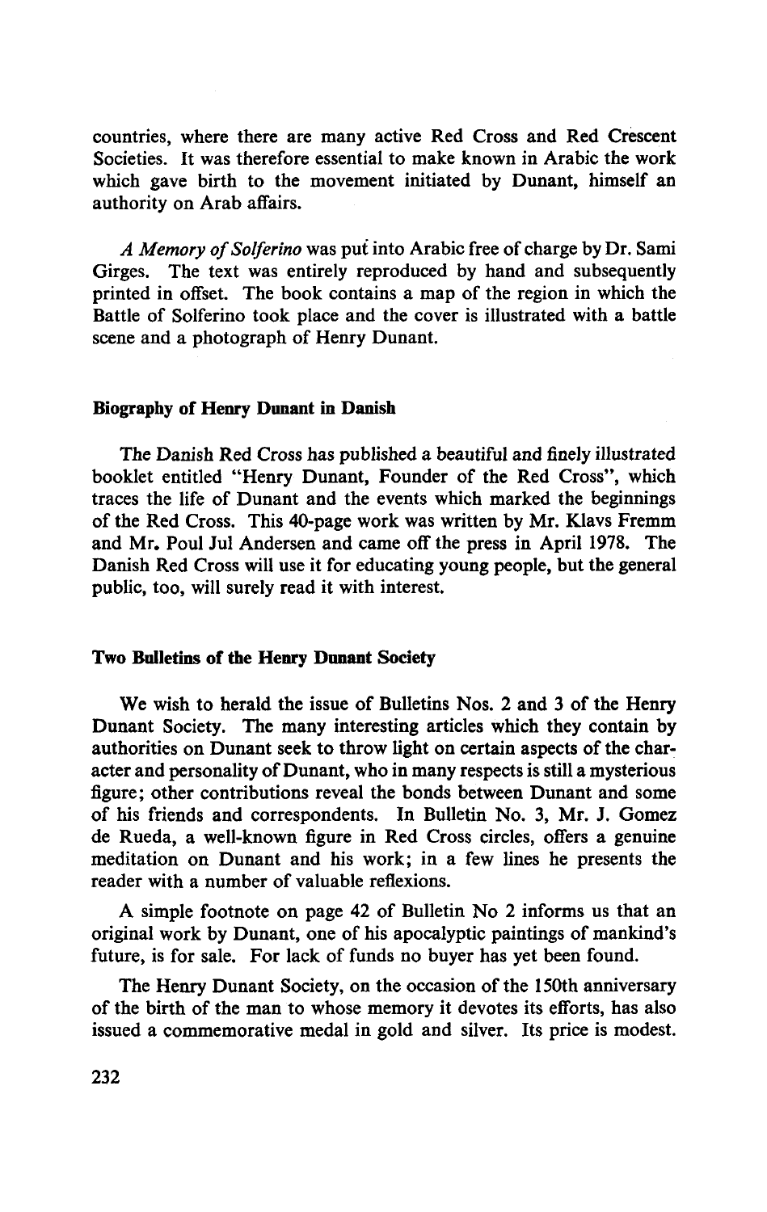countries, where there are many active Red Cross and Red Crescent Societies. It was therefore essential to make known in Arabic the work which gave birth to the movement initiated by Dunant, himself an authority on Arab affairs.

*A Memory of Solferino* was put into Arabic free of charge by Dr. Sami Girges. The text was entirely reproduced by hand and subsequently printed in offset. The book contains a map of the region in which the Battle of Solferino took place and the cover is illustrated with a battle scene and a photograph of Henry Dunant.

**Biography of Henry Dunant in Danish**

The Danish Red Cross has published a beautiful and finely illustrated booklet entitled "Henry Dunant, Founder of the Red Cross", which traces the life of Dunant and the events which marked the beginnings of the Red Cross. This 40-page work was written by Mr. Klavs Fremm and Mr. Poul Jul Andersen and came off the press in April 1978. The Danish Red Cross will use it for educating young people, but the general public, too, will surely read it with interest.

**Two Bulletins of the Henry Dunant Society**

We wish to herald the issue of Bulletins Nos. 2 and 3 of the Henry Dunant Society. The many interesting articles which they contain by authorities on Dunant seek to throw light on certain aspects of the character and personality of Dunant, who in many respects is still a mysterious figure; other contributions reveal the bonds between Dunant and some of his friends and correspondents. In Bulletin No. 3, Mr. J. Gomez de Rueda, a well-known figure in Red Cross circles, offers a genuine meditation on Dunant and his work; in a few lines he presents the reader with a number of valuable reflexions.

A simple footnote on page 42 of Bulletin No 2 informs us that an original work by Dunant, one of his apocalyptic paintings of mankind's future, is for sale. For lack of funds no buyer has yet been found.

The Henry Dunant Society, on the occasion of the 150th anniversary of the birth of the man to whose memory it devotes its efforts, has also issued a commemorative medal in gold and silver. Its price is modest.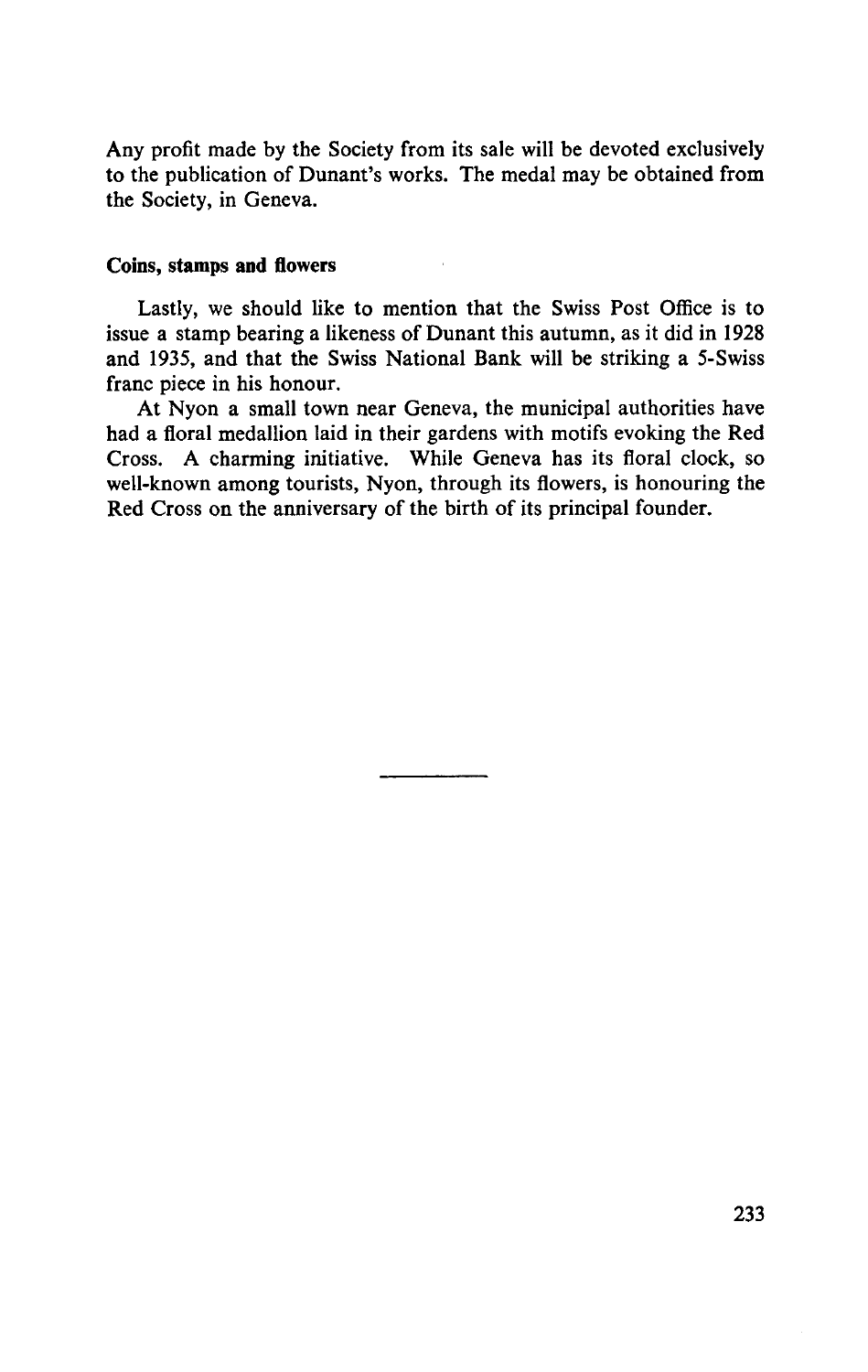Any profit made by the Society from its sale will be devoted exclusively to the publication of Dunant's works. The medal may be obtained from the Society, in Geneva.

**Coins, stamps and flowers**

Lastly, we should like to mention that the Swiss Post Office is to issue a stamp bearing a likeness of Dunant this autumn, as it did in 1928 and 1935, and that the Swiss National Bank will be striking a 5-Swiss franc piece in his honour.

At Nyon a small town near Geneva, the municipal authorities have had a floral medallion laid in their gardens with motifs evoking the Red Cross. A charming initiative. While Geneva has its floral clock, so well-known among tourists, Nyon, through its flowers, is honouring the Red Cross on the anniversary of the birth of its principal founder.